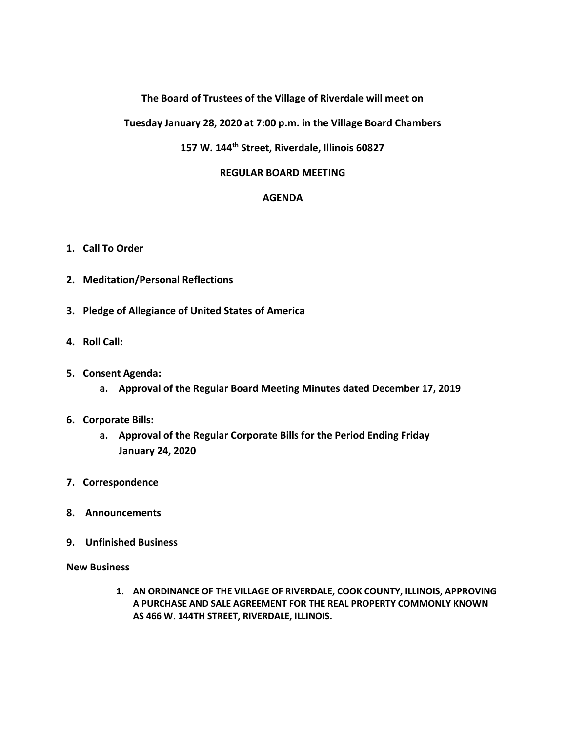**The Board of Trustees of the Village of Riverdale will meet on**

**Tuesday January 28, 2020 at 7:00 p.m. in the Village Board Chambers**

**157 W. 144th Street, Riverdale, Illinois 60827**

**REGULAR BOARD MEETING**

**AGENDA**

---

1. **Call To Order**

2. **Meditation/Personal Reflections**

3. **Pledge of Allegiance of United States of America**

4. **Roll Call:**

5. **Consent Agenda:**
    a. **Approval of the Regular Board Meeting Minutes dated December 17, 2019**

6. **Corporate Bills:**
    a. **Approval of the Regular Corporate Bills for the Period Ending Friday January 24, 2020**

7. **Correspondence**

8. **Announcements**

9. **Unfinished Business**

**New Business**

1. **AN ORDINANCE OF THE VILLAGE OF RIVERDALE, COOK COUNTY, ILLINOIS, APPROVING A PURCHASE AND SALE AGREEMENT FOR THE REAL PROPERTY COMMONLY KNOWN AS 466 W. 144TH STREET, RIVERDALE, ILLINOIS.**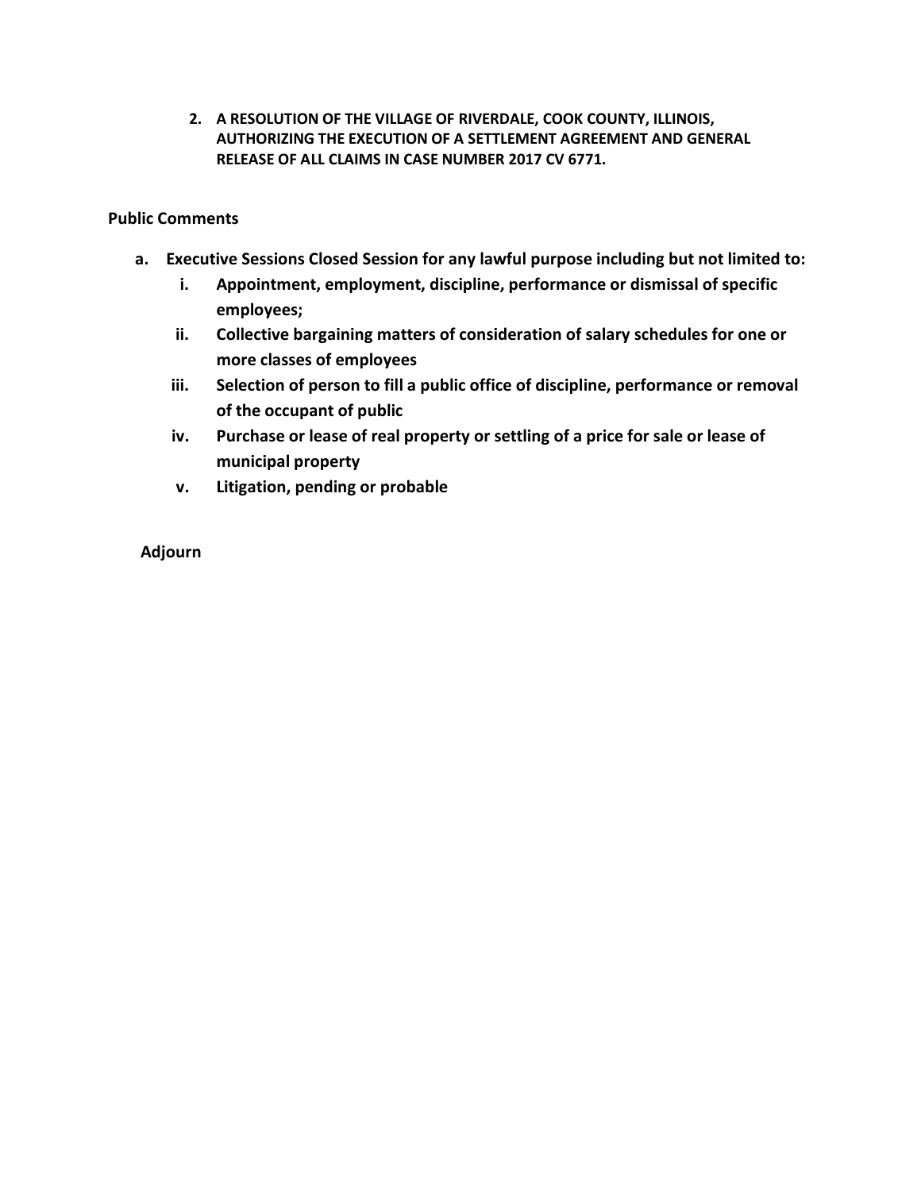2. **A RESOLUTION OF THE VILLAGE OF RIVERDALE, COOK COUNTY, ILLINOIS, AUTHORIZING THE EXECUTION OF A SETTLEMENT AGREEMENT AND GENERAL RELEASE OF ALL CLAIMS IN CASE NUMBER 2017 CV 6771.**

**Public Comments**

a. **Executive Sessions Closed Session for any lawful purpose including but not limited to:**
   i. **Appointment, employment, discipline, performance or dismissal of specific employees;**
   ii. **Collective bargaining matters of consideration of salary schedules for one or more classes of employees**
   iii. **Selection of person to fill a public office of discipline, performance or removal of the occupant of public**
   iv. **Purchase or lease of real property or settling of a price for sale or lease of municipal property**
   v. **Litigation, pending or probable**

**Adjourn**